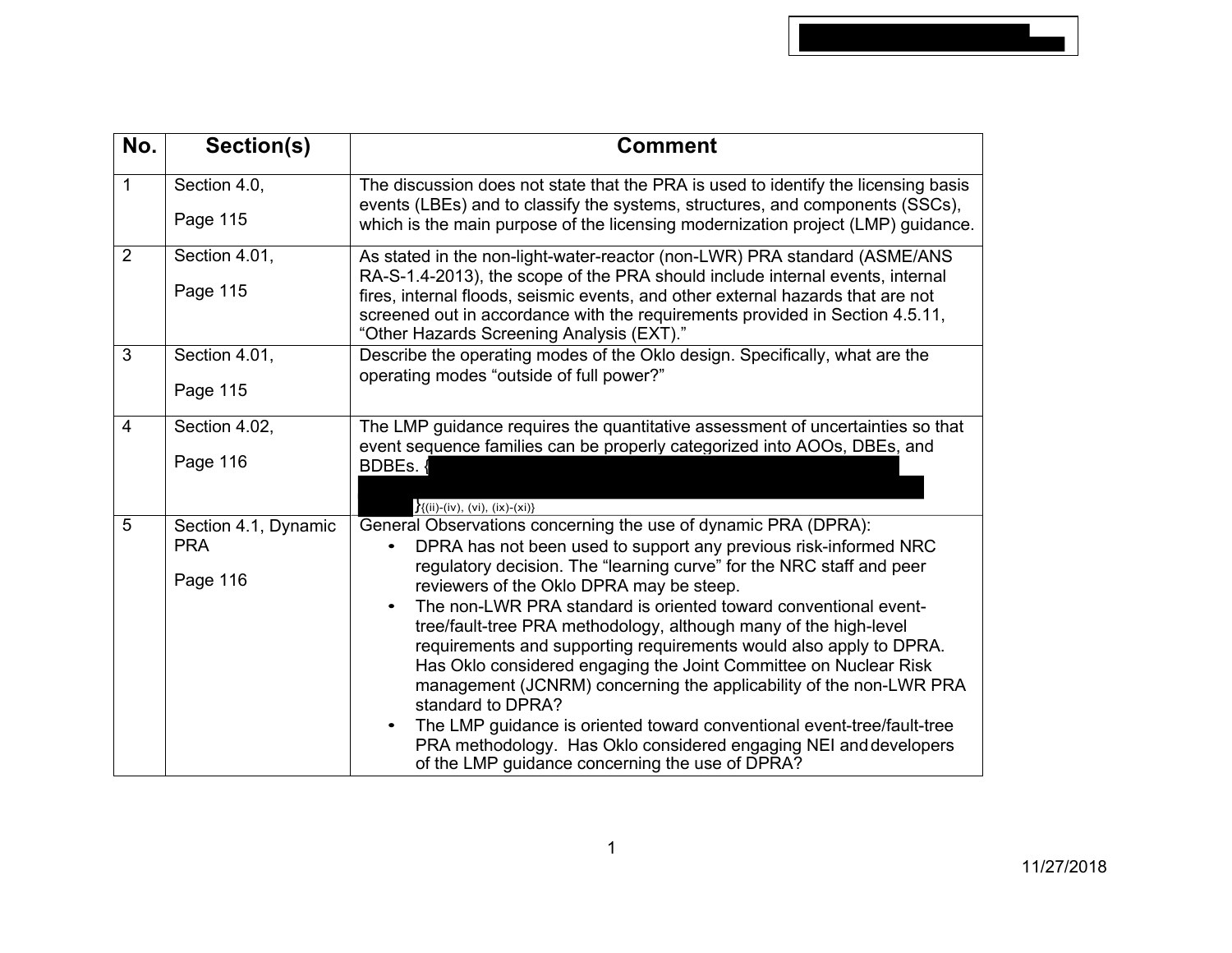| No. | Section(s) | Comment |
|---|---|---|
| 1 | Section 4.0, Page 115 | The discussion does not state that the PRA is used to identify the licensing basis events (LBEs) and to classify the systems, structures, and components (SSCs), which is the main purpose of the licensing modernization project (LMP) guidance. |
| 2 | Section 4.01, Page 115 | As stated in the non-light-water-reactor (non-LWR) PRA standard (ASME/ANS RA-S-1.4-2013), the scope of the PRA should include internal events, internal fires, internal floods, seismic events, and other external hazards that are not screened out in accordance with the requirements provided in Section 4.5.11, “Other Hazards Screening Analysis (EXT).” |
| 3 | Section 4.01, Page 115 | Describe the operating modes of the Oklo design. Specifically, what are the operating modes “outside of full power?” |
| 4 | Section 4.02, Page 116 | The LMP guidance requires the quantitative assessment of uncertainties so that event sequence families can be properly categorized into AOOs, DBEs, and BDBEs. {[REDACTED]}{(ii)-(iv), (vi), (ix)-(xi)} |
| 5 | Section 4.1, Dynamic PRA Page 116 | General Observations concerning the use of dynamic PRA (DPRA):<br>• DPRA has not been used to support any previous risk-informed NRC regulatory decision. The “learning curve” for the NRC staff and peer reviewers of the Oklo DPRA may be steep.<br>• The non-LWR PRA standard is oriented toward conventional event-tree/fault-tree PRA methodology, although many of the high-level requirements and supporting requirements would also apply to DPRA. Has Oklo considered engaging the Joint Committee on Nuclear Risk management (JCNRM) concerning the applicability of the non-LWR PRA standard to DPRA?<br>• The LMP guidance is oriented toward conventional event-tree/fault-tree PRA methodology. Has Oklo considered engaging NEI and developers of the LMP guidance concerning the use of DPRA? |

11/27/2018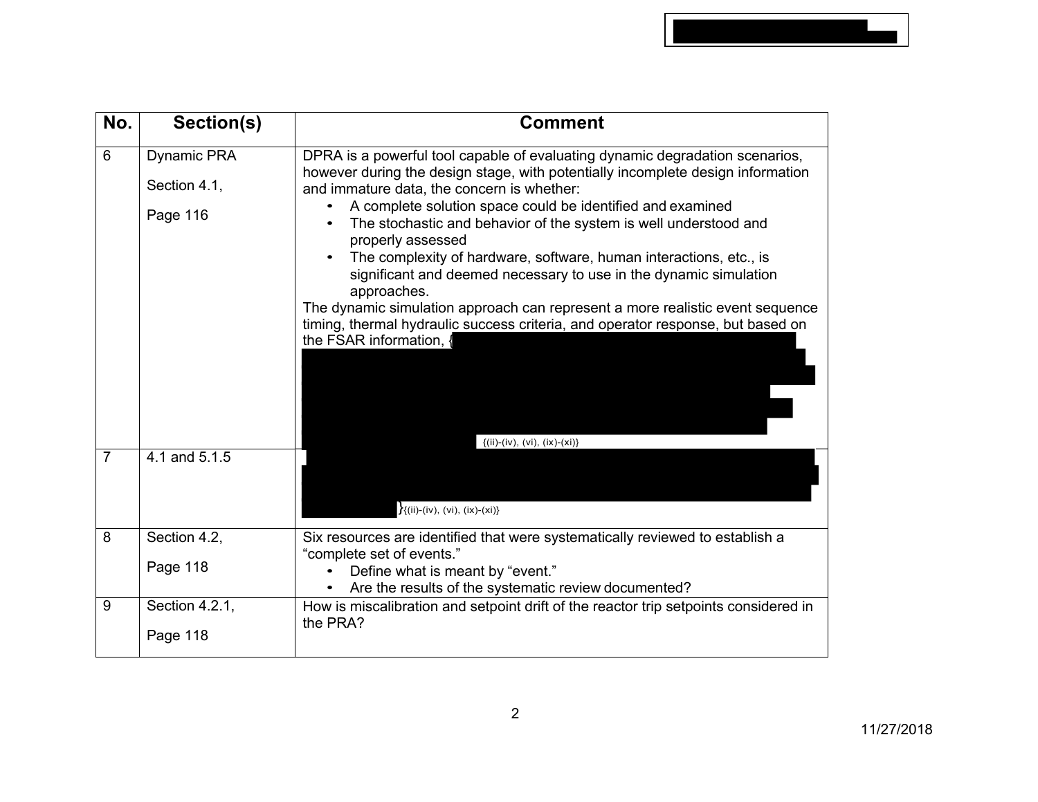| No. | Section(s) | Comment |
|---|---|---|
| 6 | Dynamic PRA<br><br>Section 4.1,<br><br>Page 116 | DPRA is a powerful tool capable of evaluating dynamic degradation scenarios, however during the design stage, with potentially incomplete design information and immature data, the concern is whether:<br>• A complete solution space could be identified and examined<br>• The stochastic and behavior of the system is well understood and properly assessed<br>• The complexity of hardware, software, human interactions, etc., is significant and deemed necessary to use in the dynamic simulation approaches.<br>The dynamic simulation approach can represent a more realistic event sequence timing, thermal hydraulic success criteria, and operator response, but based on the FSAR information, { {(ii)-(iv), (vi), (ix)-(xi)} |
| 7 | 4.1 and 5.1.5 | }{(ii)-(iv), (vi), (ix)-(xi)} |
| 8 | Section 4.2,<br><br>Page 118 | Six resources are identified that were systematically reviewed to establish a "complete set of events."<br>• Define what is meant by "event."<br>• Are the results of the systematic review documented? |
| 9 | Section 4.2.1,<br><br>Page 118 | How is miscalibration and setpoint drift of the reactor trip setpoints considered in the PRA? |

11/27/2018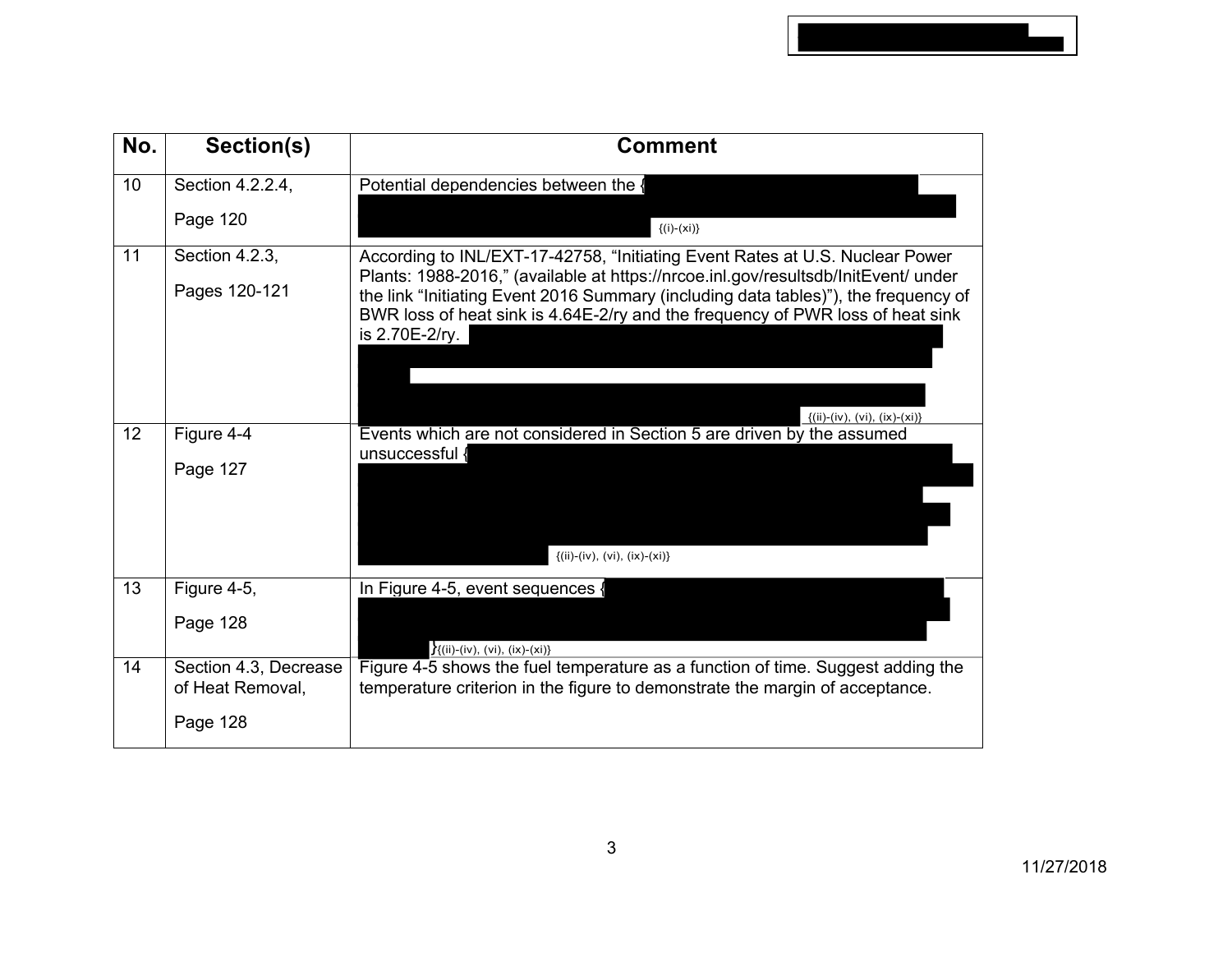| No. | Section(s) | Comment |
|---|---|---|
| 10 | Section 4.2.2.4, Page 120 | Potential dependencies between the { }{(i)-(xi)} |
| 11 | Section 4.2.3, Pages 120-121 | According to INL/EXT-17-42758, "Initiating Event Rates at U.S. Nuclear Power Plants: 1988-2016," (available at https://nrcoe.inl.gov/resultsdb/InitEvent/ under the link "Initiating Event 2016 Summary (including data tables)"), the frequency of BWR loss of heat sink is 4.64E-2/ry and the frequency of PWR loss of heat sink is 2.70E-2/ry. {(ii)-(iv), (vi), (ix)-(xi)} |
| 12 | Figure 4-4 Page 127 | Events which are not considered in Section 5 are driven by the assumed unsuccessful { {(ii)-(iv), (vi), (ix)-(xi)} |
| 13 | Figure 4-5, Page 128 | In Figure 4-5, event sequences { }{(ii)-(iv), (vi), (ix)-(xi)} |
| 14 | Section 4.3, Decrease of Heat Removal, Page 128 | Figure 4-5 shows the fuel temperature as a function of time. Suggest adding the temperature criterion in the figure to demonstrate the margin of acceptance. |

11/27/2018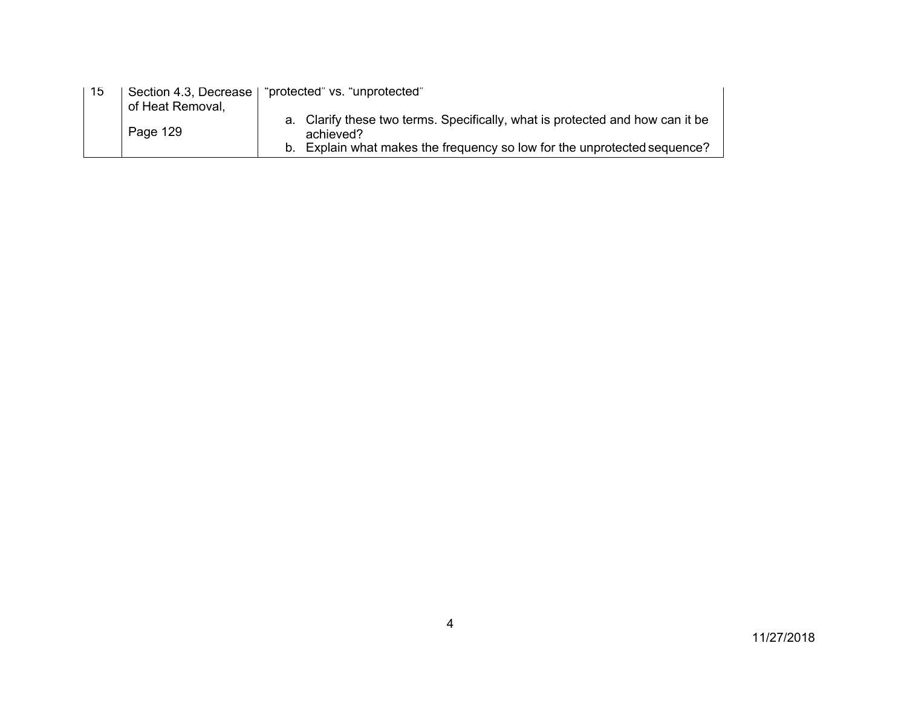| | | |
|---|---|---|
| 15 | Section 4.3, Decrease of Heat Removal,<br><br>Page 129 | "protected" vs. "unprotected"<br><br>a. Clarify these two terms. Specifically, what is protected and how can it be achieved?<br>b. Explain what makes the frequency so low for the unprotected sequence? |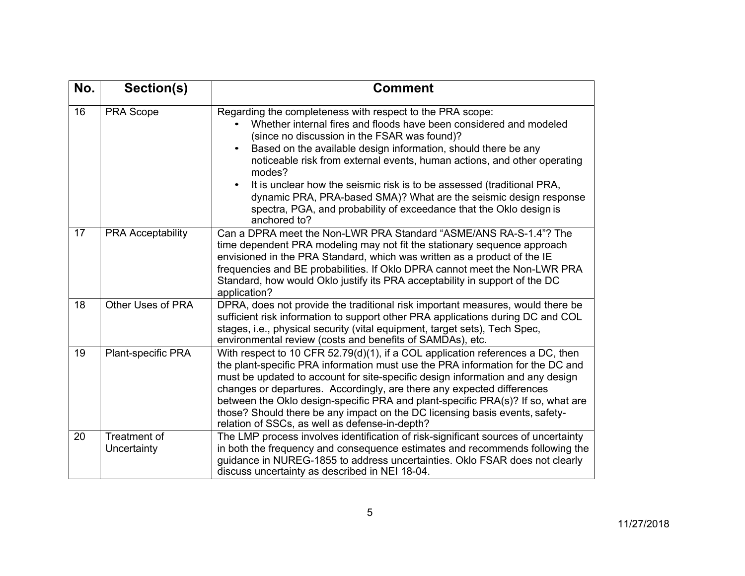| No. | Section(s) | Comment |
|---|---|---|
| 16 | PRA Scope | Regarding the completeness with respect to the PRA scope:<br>• Whether internal fires and floods have been considered and modeled (since no discussion in the FSAR was found)?<br>• Based on the available design information, should there be any noticeable risk from external events, human actions, and other operating modes?<br>• It is unclear how the seismic risk is to be assessed (traditional PRA, dynamic PRA, PRA-based SMA)? What are the seismic design response spectra, PGA, and probability of exceedance that the Oklo design is anchored to? |
| 17 | PRA Acceptability | Can a DPRA meet the Non-LWR PRA Standard "ASME/ANS RA-S-1.4"? The time dependent PRA modeling may not fit the stationary sequence approach envisioned in the PRA Standard, which was written as a product of the IE frequencies and BE probabilities. If Oklo DPRA cannot meet the Non-LWR PRA Standard, how would Oklo justify its PRA acceptability in support of the DC application? |
| 18 | Other Uses of PRA | DPRA, does not provide the traditional risk important measures, would there be sufficient risk information to support other PRA applications during DC and COL stages, i.e., physical security (vital equipment, target sets), Tech Spec, environmental review (costs and benefits of SAMDAs), etc. |
| 19 | Plant-specific PRA | With respect to 10 CFR 52.79(d)(1), if a COL application references a DC, then the plant-specific PRA information must use the PRA information for the DC and must be updated to account for site-specific design information and any design changes or departures. Accordingly, are there any expected differences between the Oklo design-specific PRA and plant-specific PRA(s)? If so, what are those? Should there be any impact on the DC licensing basis events, safety-relation of SSCs, as well as defense-in-depth? |
| 20 | Treatment of Uncertainty | The LMP process involves identification of risk-significant sources of uncertainty in both the frequency and consequence estimates and recommends following the guidance in NUREG-1855 to address uncertainties. Oklo FSAR does not clearly discuss uncertainty as described in NEI 18-04. |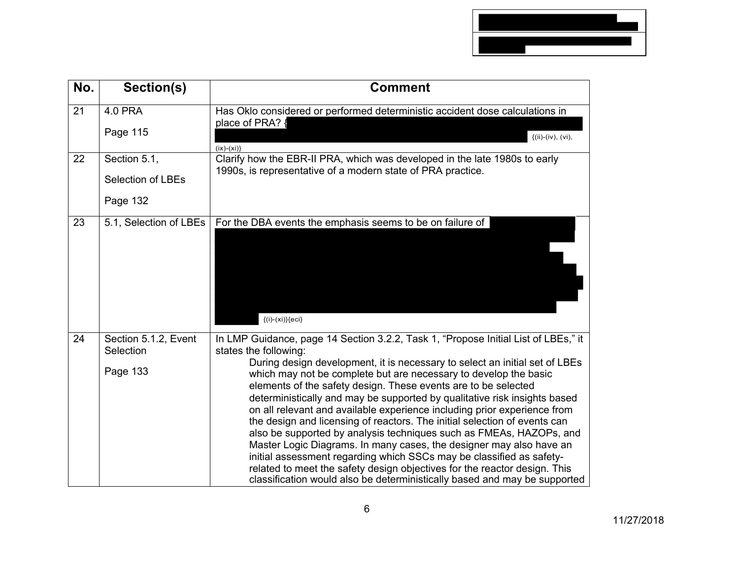| No. | Section(s) | Comment |
|---|---|---|
| 21 | 4.0 PRA<br><br>Page 115 | Has Oklo considered or performed deterministic accident dose calculations in place of PRA? { {(ii)-(iv), (vi), (ix)-(xi)} |
| 22 | Section 5.1,<br><br>Selection of LBEs<br><br>Page 132 | Clarify how the EBR-II PRA, which was developed in the late 1980s to early 1990s, is representative of a modern state of PRA practice. |
| 23 | 5.1, Selection of LBEs | For the DBA events the emphasis seems to be on failure of {(i)-(xi)}{eci} |
| 24 | Section 5.1.2, Event Selection<br><br>Page 133 | In LMP Guidance, page 14 Section 3.2.2, Task 1, "Propose Initial List of LBEs," it states the following:<br><br>During design development, it is necessary to select an initial set of LBEs which may not be complete but are necessary to develop the basic elements of the safety design. These events are to be selected deterministically and may be supported by qualitative risk insights based on all relevant and available experience including prior experience from the design and licensing of reactors. The initial selection of events can also be supported by analysis techniques such as FMEAs, HAZOPs, and Master Logic Diagrams. In many cases, the designer may also have an initial assessment regarding which SSCs may be classified as safety-related to meet the safety design objectives for the reactor design. This classification would also be deterministically based and may be supported |

11/27/2018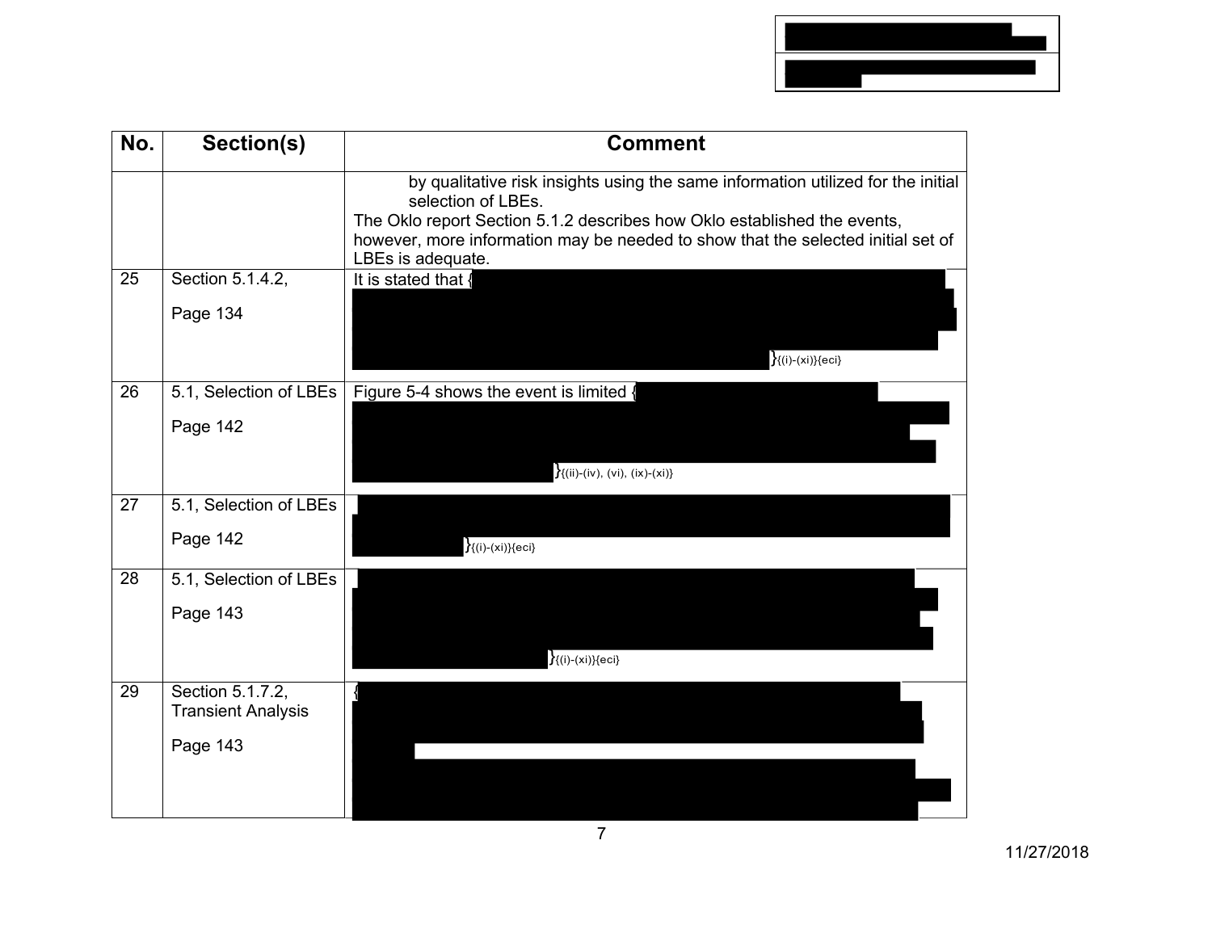| No. | Section(s) | Comment |
|---|---|---|
| | | by qualitative risk insights using the same information utilized for the initial selection of LBEs.<br>The Oklo report Section 5.1.2 describes how Oklo established the events, however, more information may be needed to show that the selected initial set of LBEs is adequate. |
| 25 | Section 5.1.4.2,<br><br>Page 134 | It is stated that { }{(i)-(xi)}{eci} |
| 26 | 5.1, Selection of LBEs<br><br>Page 142 | Figure 5-4 shows the event is limited { }{(ii)-(iv), (vi), (ix)-(xi)} |
| 27 | 5.1, Selection of LBEs<br><br>Page 142 | }{(i)-(xi)}{eci} |
| 28 | 5.1, Selection of LBEs<br><br>Page 143 | }{(i)-(xi)}{eci} |
| 29 | Section 5.1.7.2, Transient Analysis<br><br>Page 143 | { |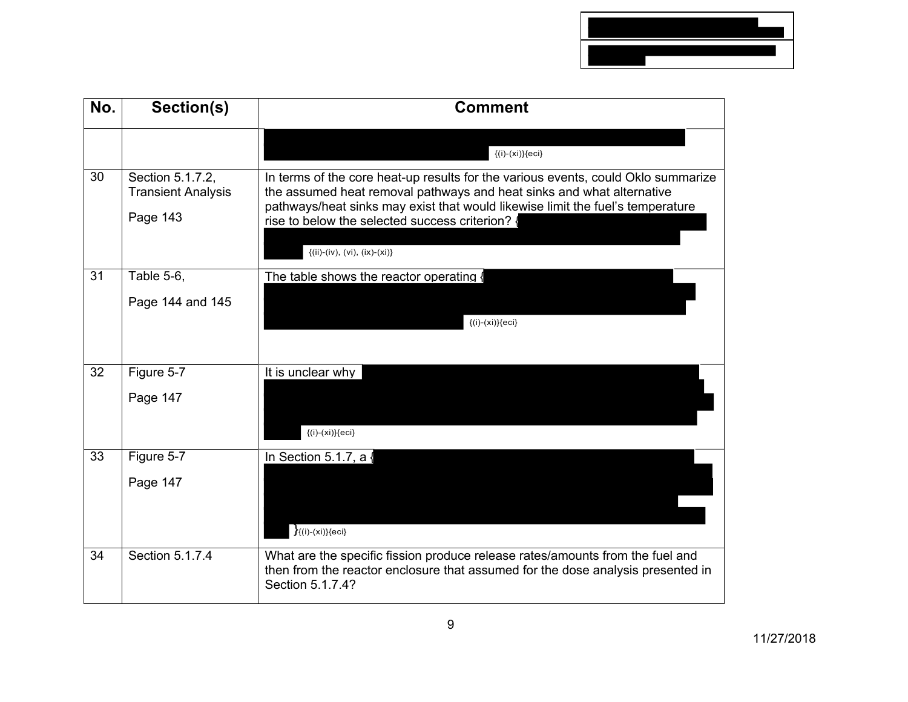| No. | Section(s) | Comment |
|---|---|---|
| | | {(i)-(xi)}{eci} |
| 30 | Section 5.1.7.2, Transient Analysis<br><br>Page 143 | In terms of the core heat-up results for the various events, could Oklo summarize the assumed heat removal pathways and heat sinks and what alternative pathways/heat sinks may exist that would likewise limit the fuel's temperature rise to below the selected success criterion? { {(ii)-(iv), (vi), (ix)-(xi)} |
| 31 | Table 5-6,<br><br>Page 144 and 145 | The table shows the reactor operating { {(i)-(xi)}{eci} |
| 32 | Figure 5-7<br><br>Page 147 | It is unclear why {(i)-(xi)}{eci} |
| 33 | Figure 5-7<br><br>Page 147 | In Section 5.1.7, a { }{(i)-(xi)}{eci} |
| 34 | Section 5.1.7.4 | What are the specific fission produce release rates/amounts from the fuel and then from the reactor enclosure that assumed for the dose analysis presented in Section 5.1.7.4? |

11/27/2018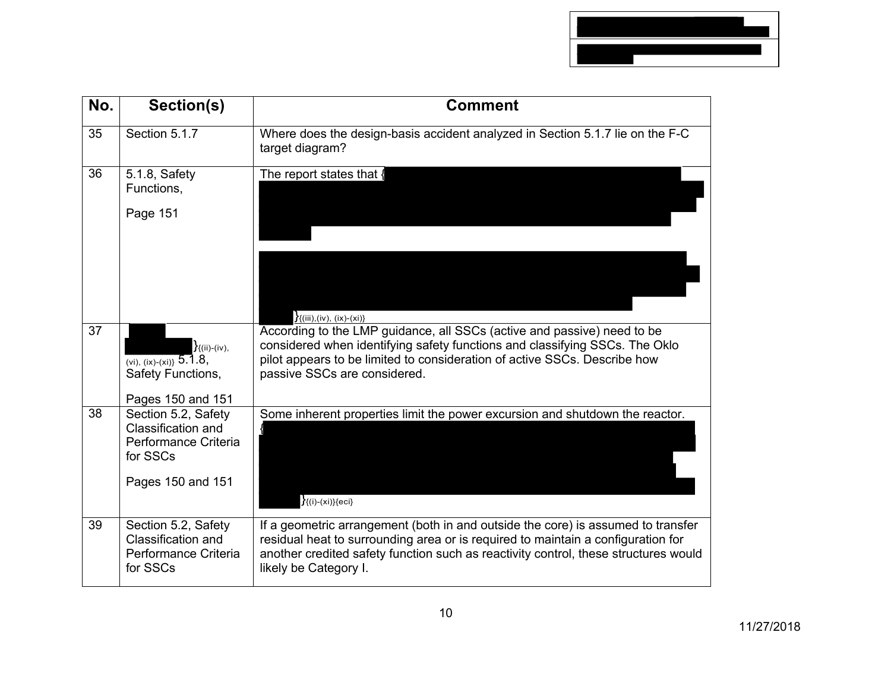| No. | Section(s) | Comment |
| --- | --- | --- |
| 35 | Section 5.1.7 | Where does the design-basis accident analyzed in Section 5.1.7 lie on the F-C target diagram? |
| 36 | 5.1.8, Safety Functions,<br><br>Page 151 | The report states that { }{(iii),(iv), (ix)-(xi)} |
| 37 | }{(ii)-(iv), (vi), (ix)-(xi)} 5.1.8, Safety Functions,<br><br>Pages 150 and 151 | According to the LMP guidance, all SSCs (active and passive) need to be considered when identifying safety functions and classifying SSCs. The Oklo pilot appears to be limited to consideration of active SSCs. Describe how passive SSCs are considered. |
| 38 | Section 5.2, Safety Classification and Performance Criteria for SSCs<br><br>Pages 150 and 151 | Some inherent properties limit the power excursion and shutdown the reactor. { }{(i)-(xi)}{eci} |
| 39 | Section 5.2, Safety Classification and Performance Criteria for SSCs | If a geometric arrangement (both in and outside the core) is assumed to transfer residual heat to surrounding area or is required to maintain a configuration for another credited safety function such as reactivity control, these structures would likely be Category I. |

11/27/2018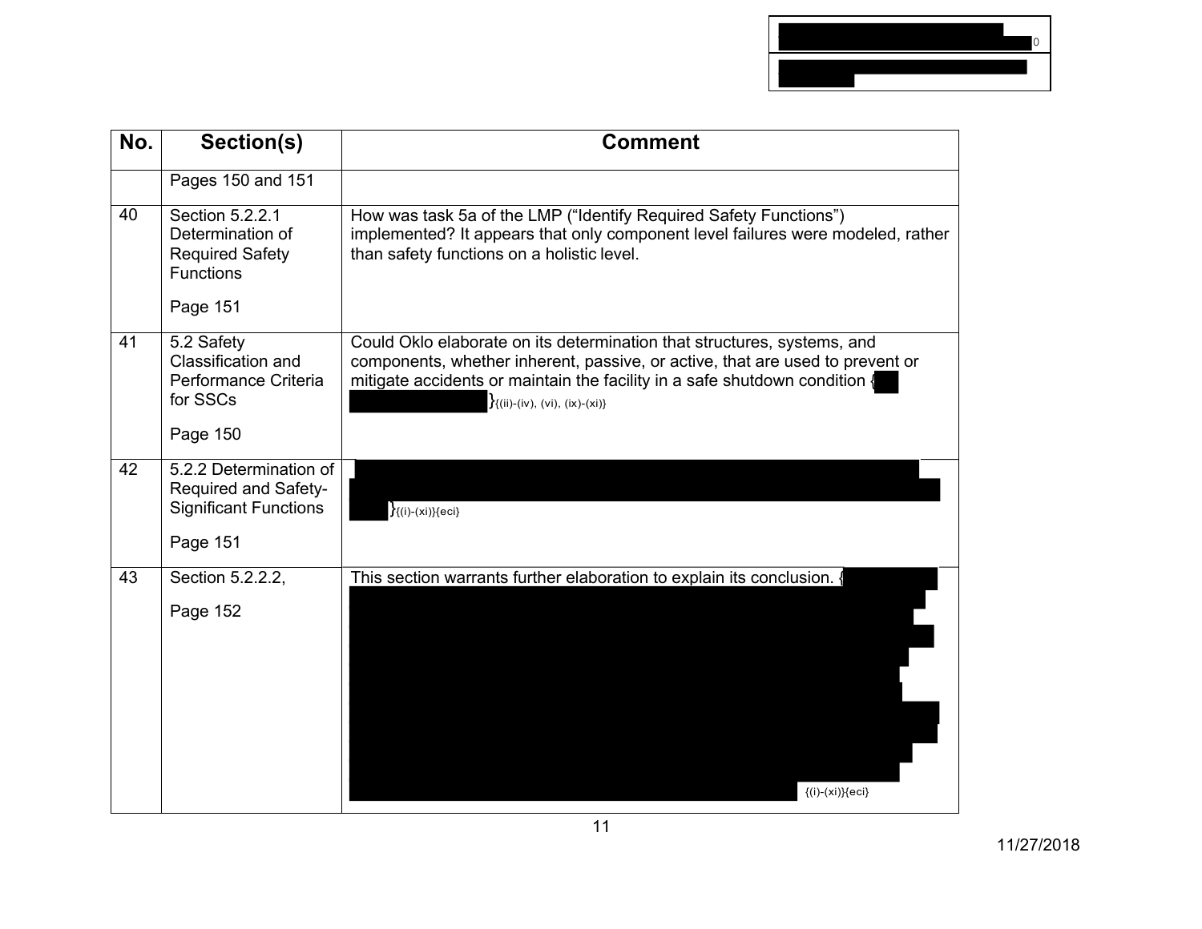| No. | Section(s) | Comment |
|---|---|---|
| | Pages 150 and 151 | |
| 40 | Section 5.2.2.1 Determination of Required Safety Functions<br><br>Page 151 | How was task 5a of the LMP ("Identify Required Safety Functions") implemented? It appears that only component level failures were modeled, rather than safety functions on a holistic level. |
| 41 | 5.2 Safety Classification and Performance Criteria for SSCs<br><br>Page 150 | Could Oklo elaborate on its determination that structures, systems, and components, whether inherent, passive, or active, that are used to prevent or mitigate accidents or maintain the facility in a safe shutdown condition { }{(ii)-(iv), (vi), (ix)-(xi)} |
| 42 | 5.2.2 Determination of Required and Safety-Significant Functions<br><br>Page 151 | }{(i)-(xi)}{eci} |
| 43 | Section 5.2.2.2,<br><br>Page 152 | This section warrants further elaboration to explain its conclusion. { {(i)-(xi)}{eci} |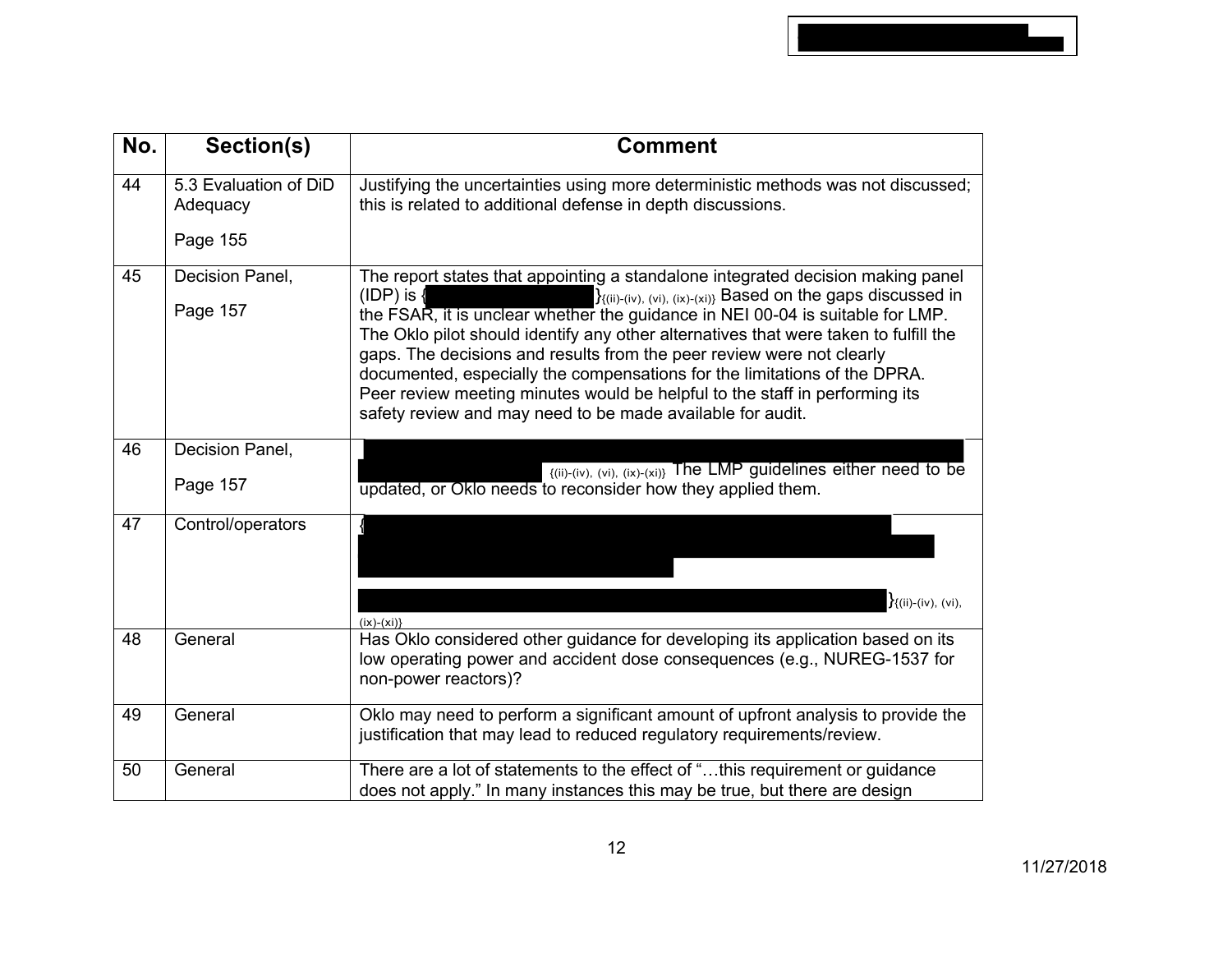| No. | Section(s) | Comment |
|---|---|---|
| 44 | 5.3 Evaluation of DiD Adequacy<br><br>Page 155 | Justifying the uncertainties using more deterministic methods was not discussed; this is related to additional defense in depth discussions. |
| 45 | Decision Panel,<br><br>Page 157 | The report states that appointing a standalone integrated decision making panel (IDP) is { }{(ii)-(iv), (vi), (ix)-(xi)} Based on the gaps discussed in the FSAR, it is unclear whether the guidance in NEI 00-04 is suitable for LMP. The Oklo pilot should identify any other alternatives that were taken to fulfill the gaps. The decisions and results from the peer review were not clearly documented, especially the compensations for the limitations of the DPRA. Peer review meeting minutes would be helpful to the staff in performing its safety review and may need to be made available for audit. |
| 46 | Decision Panel,<br><br>Page 157 | {(ii)-(iv), (vi), (ix)-(xi)} The LMP guidelines either need to be updated, or Oklo needs to reconsider how they applied them. |
| 47 | Control/operators | { }{(ii)-(iv), (vi), (ix)-(xi)} |
| 48 | General | Has Oklo considered other guidance for developing its application based on its low operating power and accident dose consequences (e.g., NUREG-1537 for non-power reactors)? |
| 49 | General | Oklo may need to perform a significant amount of upfront analysis to provide the justification that may lead to reduced regulatory requirements/review. |
| 50 | General | There are a lot of statements to the effect of "…this requirement or guidance does not apply." In many instances this may be true, but there are design |

11/27/2018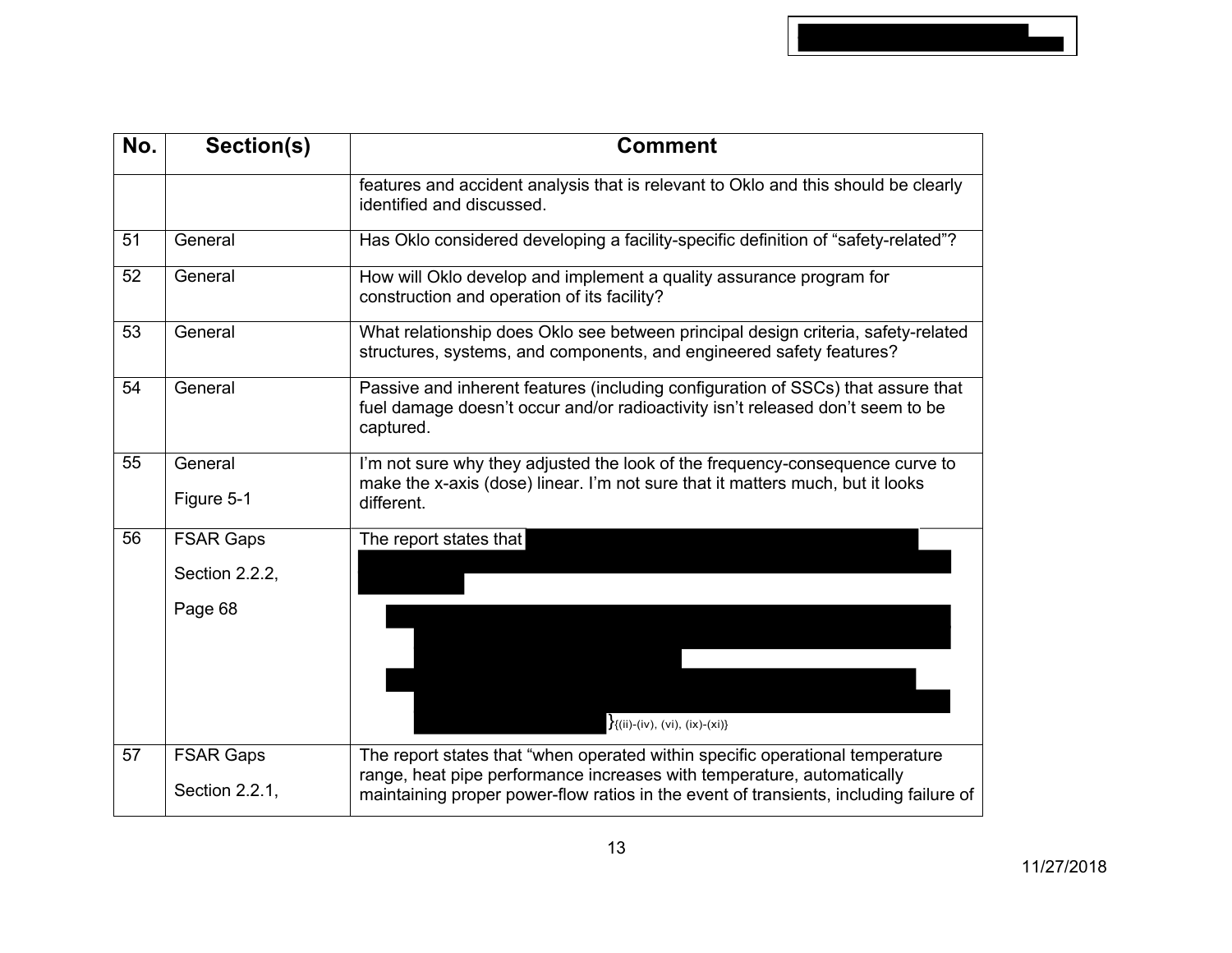| No. | Section(s) | Comment |
|---|---|---|
| | | features and accident analysis that is relevant to Oklo and this should be clearly identified and discussed. |
| 51 | General | Has Oklo considered developing a facility-specific definition of "safety-related"? |
| 52 | General | How will Oklo develop and implement a quality assurance program for construction and operation of its facility? |
| 53 | General | What relationship does Oklo see between principal design criteria, safety-related structures, systems, and components, and engineered safety features? |
| 54 | General | Passive and inherent features (including configuration of SSCs) that assure that fuel damage doesn't occur and/or radioactivity isn't released don't seem to be captured. |
| 55 | General<br><br>Figure 5-1 | I'm not sure why they adjusted the look of the frequency-consequence curve to make the x-axis (dose) linear. I'm not sure that it matters much, but it looks different. |
| 56 | FSAR Gaps<br><br>Section 2.2.2,<br><br>Page 68 | The report states that [REDACTED]<br><br>[REDACTED]}{(ii)-(iv), (vi), (ix)-(xi)} |
| 57 | FSAR Gaps<br><br>Section 2.2.1, | The report states that "when operated within specific operational temperature range, heat pipe performance increases with temperature, automatically maintaining proper power-flow ratios in the event of transients, including failure of |

11/27/2018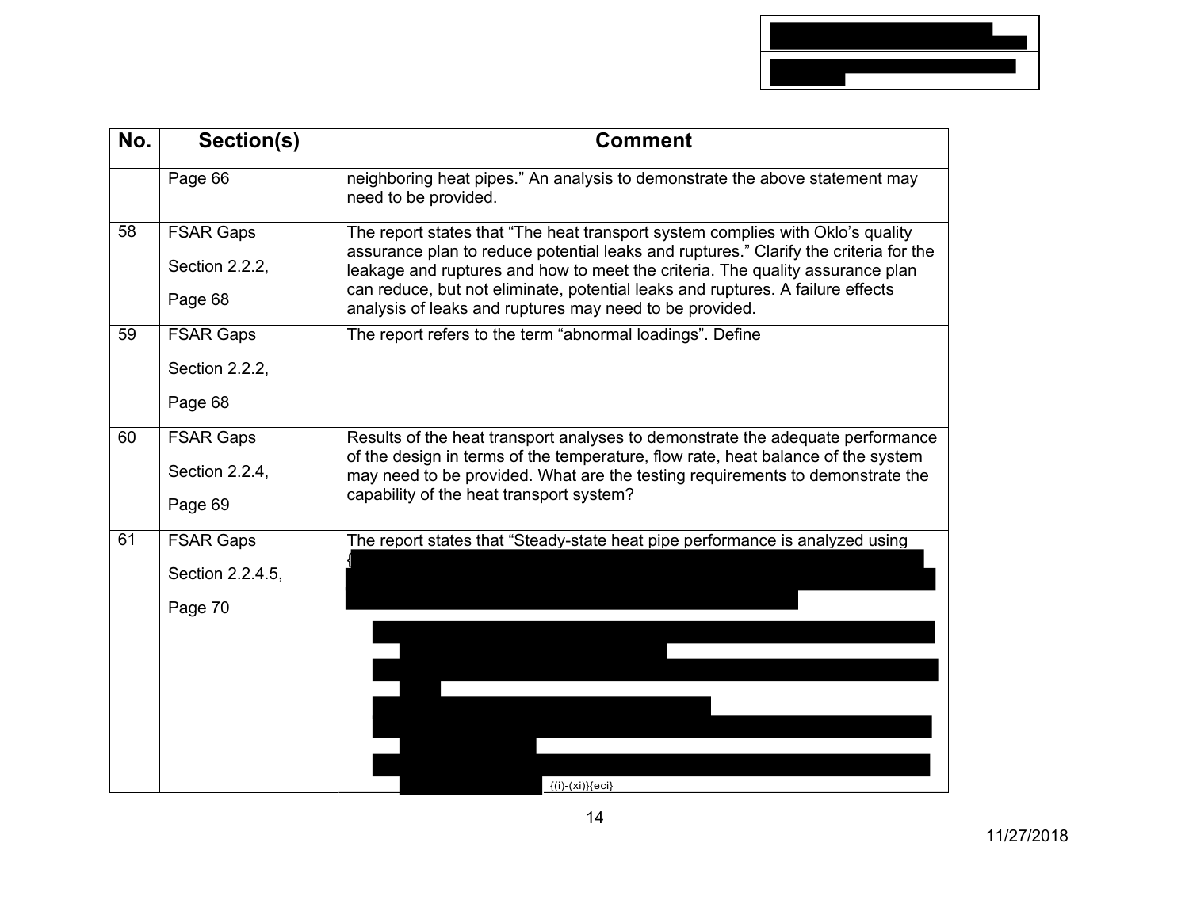| No. | Section(s) | Comment |
|---|---|---|
| | Page 66 | neighboring heat pipes." An analysis to demonstrate the above statement may need to be provided. |
| 58 | FSAR Gaps<br>Section 2.2.2,<br>Page 68 | The report states that "The heat transport system complies with Oklo's quality assurance plan to reduce potential leaks and ruptures." Clarify the criteria for the leakage and ruptures and how to meet the criteria. The quality assurance plan can reduce, but not eliminate, potential leaks and ruptures. A failure effects analysis of leaks and ruptures may need to be provided. |
| 59 | FSAR Gaps<br>Section 2.2.2,<br>Page 68 | The report refers to the term "abnormal loadings". Define |
| 60 | FSAR Gaps<br>Section 2.2.4,<br>Page 69 | Results of the heat transport analyses to demonstrate the adequate performance of the design in terms of the temperature, flow rate, heat balance of the system may need to be provided. What are the testing requirements to demonstrate the capability of the heat transport system? |
| 61 | FSAR Gaps<br>Section 2.2.4.5,<br>Page 70 | The report states that "Steady-state heat pipe performance is analyzed using {[REDACTED]}{(i)-(xi)}{eci} |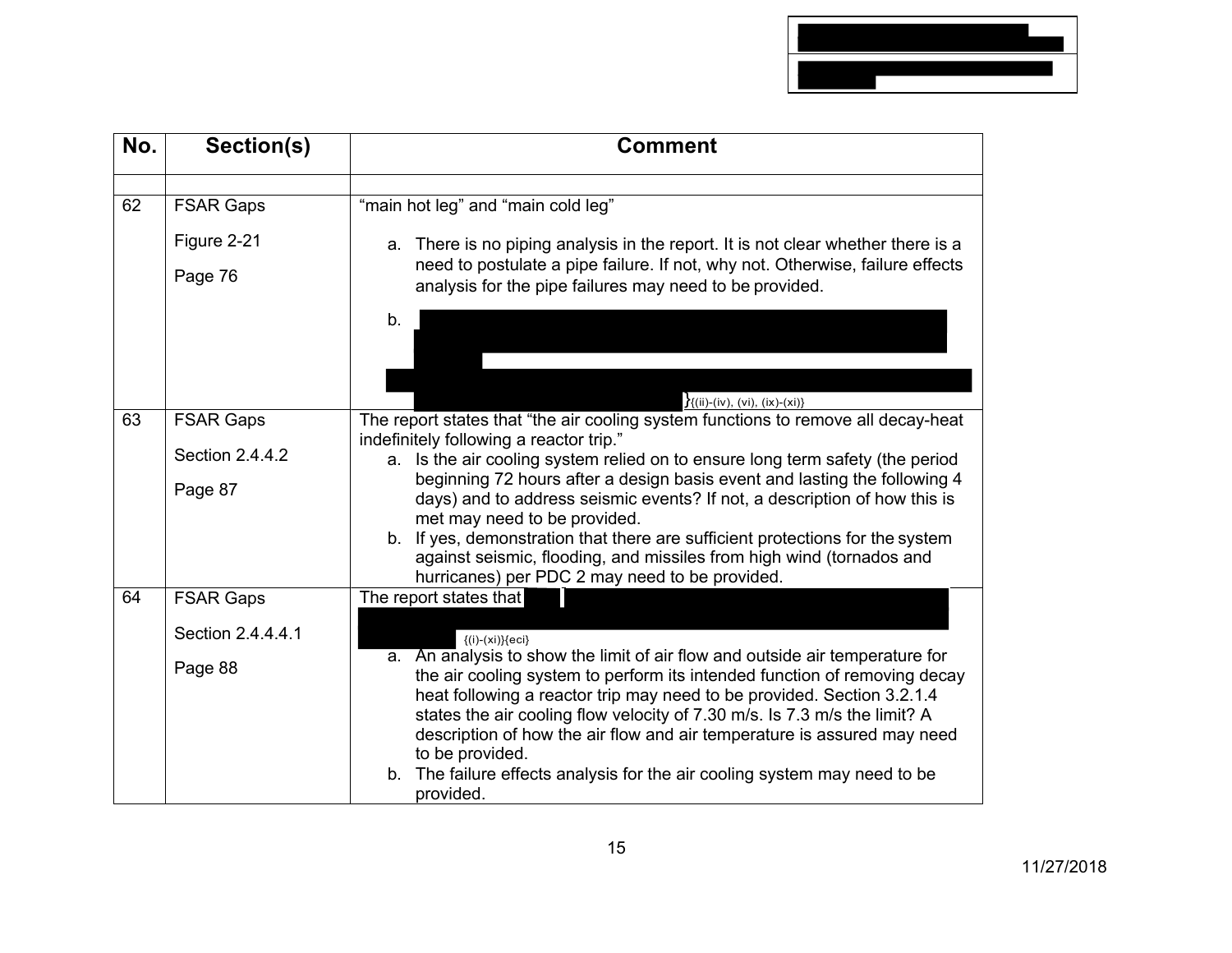| No. | Section(s) | Comment |
|---|---|---|
| | | |
| 62 | FSAR Gaps<br>Figure 2-21<br>Page 76 | "main hot leg" and "main cold leg"<br>a. There is no piping analysis in the report. It is not clear whether there is a need to postulate a pipe failure. If not, why not. Otherwise, failure effects analysis for the pipe failures may need to be provided.<br>b. [redacted] }{(ii)-(iv), (vi), (ix)-(xi)} |
| 63 | FSAR Gaps<br>Section 2.4.4.2<br>Page 87 | The report states that "the air cooling system functions to remove all decay-heat indefinitely following a reactor trip."<br>a. Is the air cooling system relied on to ensure long term safety (the period beginning 72 hours after a design basis event and lasting the following 4 days) and to address seismic events? If not, a description of how this is met may need to be provided.<br>b. If yes, demonstration that there are sufficient protections for the system against seismic, flooding, and missiles from high wind (tornados and hurricanes) per PDC 2 may need to be provided. |
| 64 | FSAR Gaps<br>Section 2.4.4.4.1<br>Page 88 | The report states that [redacted] {(i)-(xi)}{eci}<br>a. An analysis to show the limit of air flow and outside air temperature for the air cooling system to perform its intended function of removing decay heat following a reactor trip may need to be provided. Section 3.2.1.4 states the air cooling flow velocity of 7.30 m/s. Is 7.3 m/s the limit? A description of how the air flow and air temperature is assured may need to be provided.<br>b. The failure effects analysis for the air cooling system may need to be provided. |

11/27/2018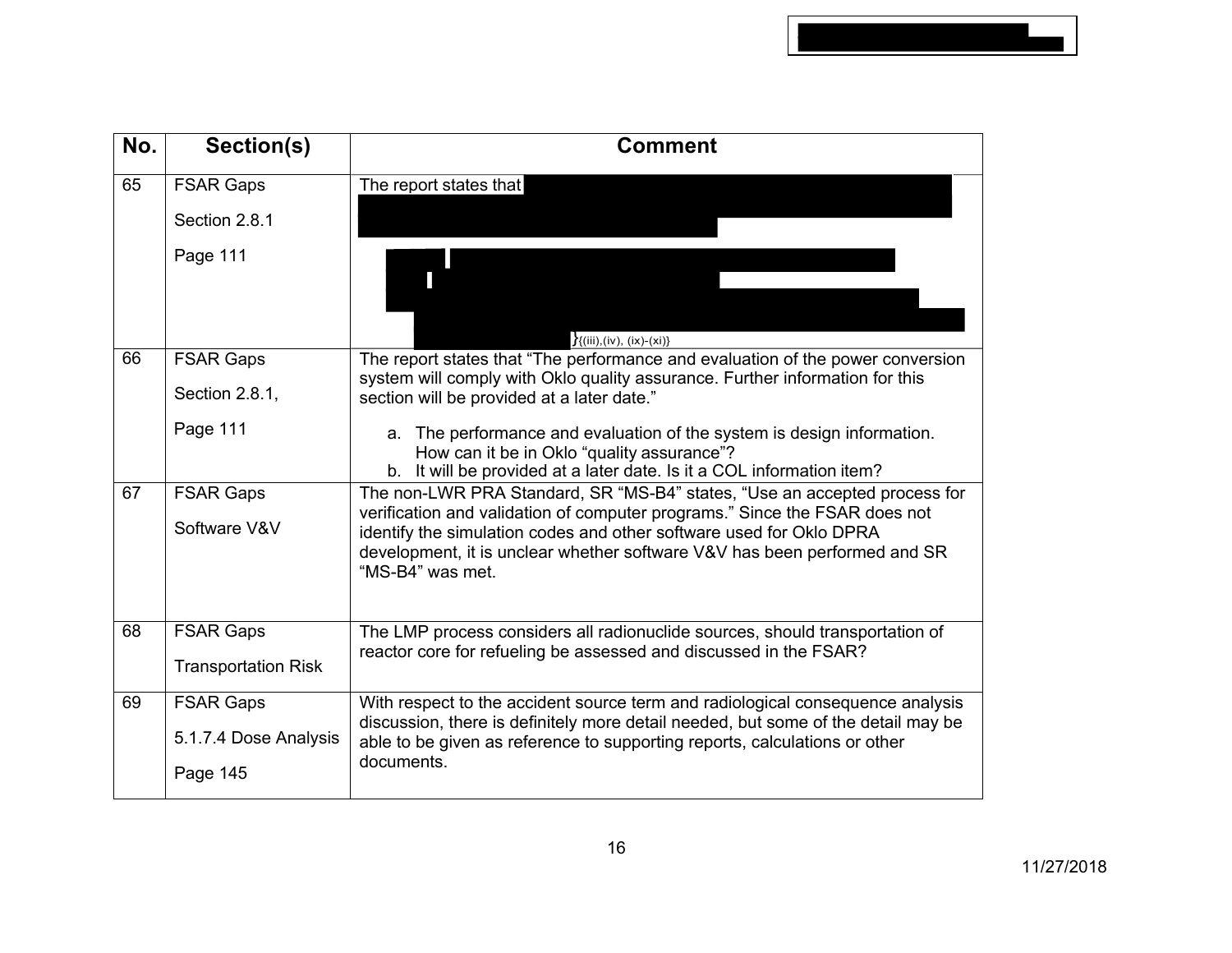| No. | Section(s) | Comment |
|---|---|---|
| 65 | FSAR Gaps<br><br>Section 2.8.1<br><br>Page 111 | The report states that [redacted]<br><br>[redacted]}{(iii),(iv), (ix)-(xi)} |
| 66 | FSAR Gaps<br><br>Section 2.8.1,<br><br>Page 111 | The report states that "The performance and evaluation of the power conversion system will comply with Oklo quality assurance. Further information for this section will be provided at a later date."<br><br>a. The performance and evaluation of the system is design information. How can it be in Oklo "quality assurance"?<br>b. It will be provided at a later date. Is it a COL information item? |
| 67 | FSAR Gaps<br><br>Software V&V | The non-LWR PRA Standard, SR "MS-B4" states, "Use an accepted process for verification and validation of computer programs." Since the FSAR does not identify the simulation codes and other software used for Oklo DPRA development, it is unclear whether software V&V has been performed and SR "MS-B4" was met. |
| 68 | FSAR Gaps<br><br>Transportation Risk | The LMP process considers all radionuclide sources, should transportation of reactor core for refueling be assessed and discussed in the FSAR? |
| 69 | FSAR Gaps<br><br>5.1.7.4 Dose Analysis<br><br>Page 145 | With respect to the accident source term and radiological consequence analysis discussion, there is definitely more detail needed, but some of the detail may be able to be given as reference to supporting reports, calculations or other documents. |

11/27/2018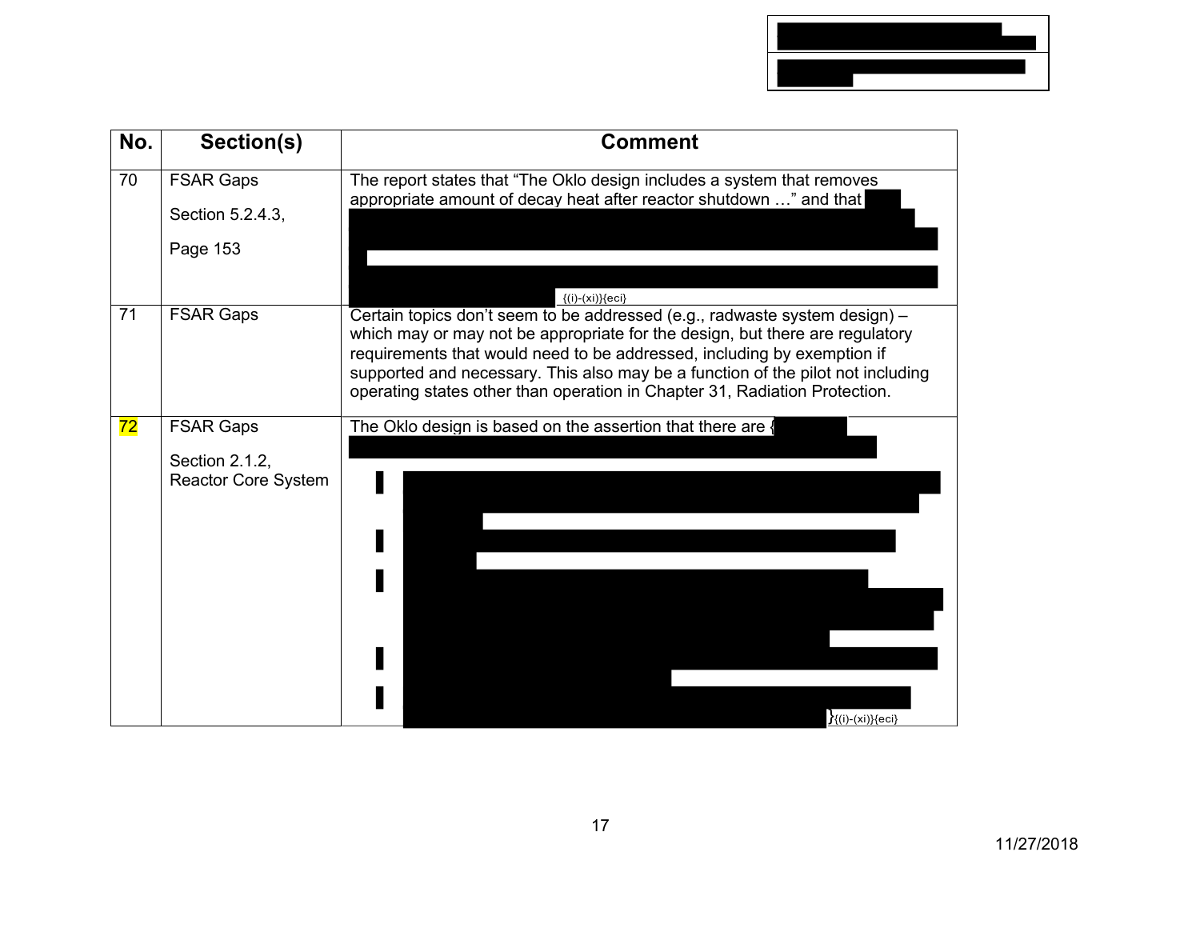| No. | Section(s) | Comment |
|---|---|---|
| 70 | FSAR Gaps<br><br>Section 5.2.4.3,<br><br>Page 153 | The report states that "The Oklo design includes a system that removes appropriate amount of decay heat after reactor shutdown …" and that {(i)-(xi)}{eci} |
| 71 | FSAR Gaps | Certain topics don't seem to be addressed (e.g., radwaste system design) – which may or may not be appropriate for the design, but there are regulatory requirements that would need to be addressed, including by exemption if supported and necessary. This also may be a function of the pilot not including operating states other than operation in Chapter 31, Radiation Protection. |
| 72 | FSAR Gaps<br><br>Section 2.1.2, Reactor Core System | The Oklo design is based on the assertion that there are { }{(i)-(xi)}{eci} |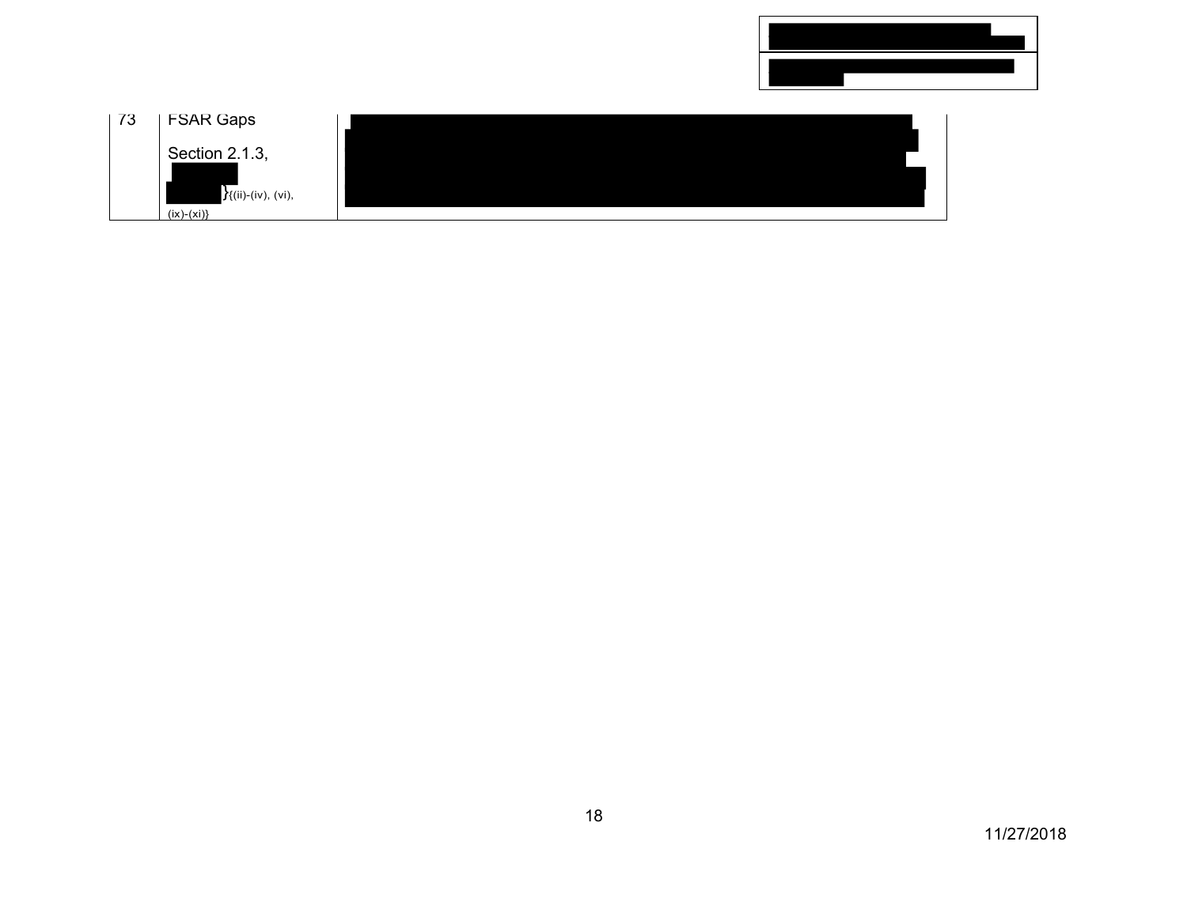| 73 | FSAR Gaps<br><br>Section 2.1.3,<br><br>}{(ii)-(iv), (vi), (ix)-(xi)} | |
|---|---|---|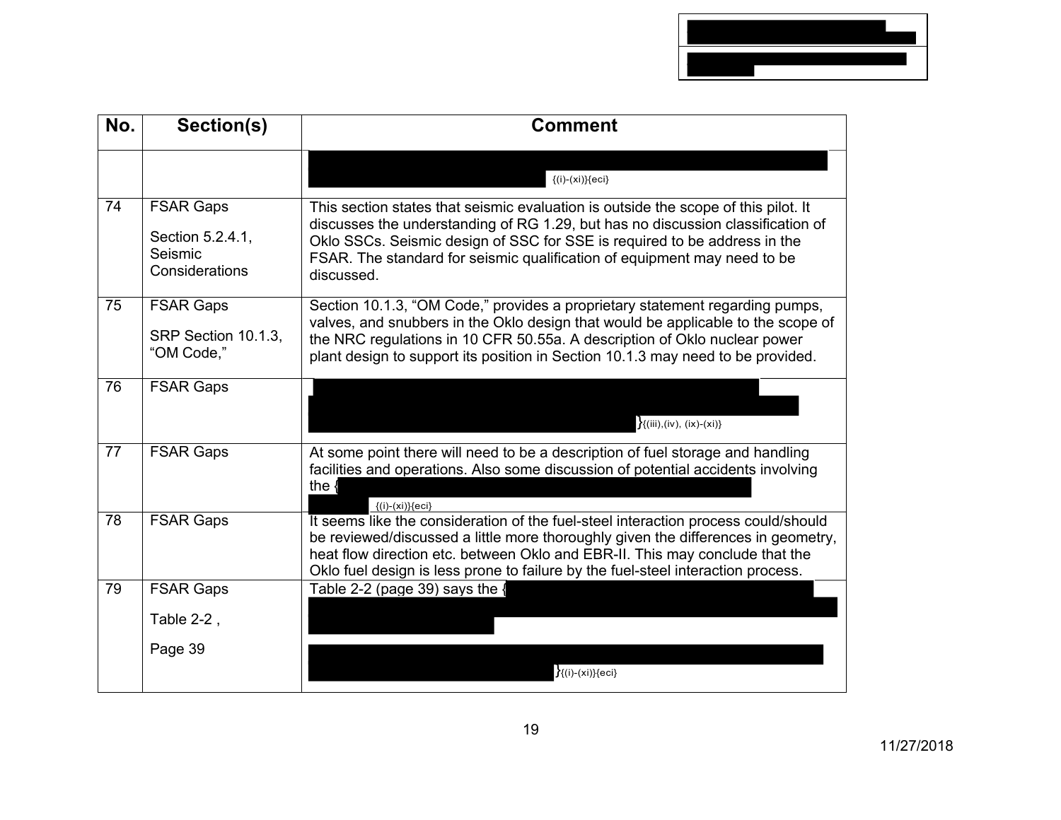| No. | Section(s) | Comment |
|---|---|---|
| | | {(i)-(xi)}{eci} |
| 74 | FSAR Gaps<br><br>Section 5.2.4.1, Seismic Considerations | This section states that seismic evaluation is outside the scope of this pilot. It discusses the understanding of RG 1.29, but has no discussion classification of Oklo SSCs. Seismic design of SSC for SSE is required to be address in the FSAR. The standard for seismic qualification of equipment may need to be discussed. |
| 75 | FSAR Gaps<br><br>SRP Section 10.1.3, “OM Code,” | Section 10.1.3, “OM Code,” provides a proprietary statement regarding pumps, valves, and snubbers in the Oklo design that would be applicable to the scope of the NRC regulations in 10 CFR 50.55a. A description of Oklo nuclear power plant design to support its position in Section 10.1.3 may need to be provided. |
| 76 | FSAR Gaps | }{(iii),(iv), (ix)-(xi)} |
| 77 | FSAR Gaps | At some point there will need to be a description of fuel storage and handling facilities and operations. Also some discussion of potential accidents involving the { {(i)-(xi)}{eci} |
| 78 | FSAR Gaps | It seems like the consideration of the fuel-steel interaction process could/should be reviewed/discussed a little more thoroughly given the differences in geometry, heat flow direction etc. between Oklo and EBR-II. This may conclude that the Oklo fuel design is less prone to failure by the fuel-steel interaction process. |
| 79 | FSAR Gaps<br><br>Table 2-2 ,<br><br>Page 39 | Table 2-2 (page 39) says the {<br><br>}{(i)-(xi)}{eci} |

11/27/2018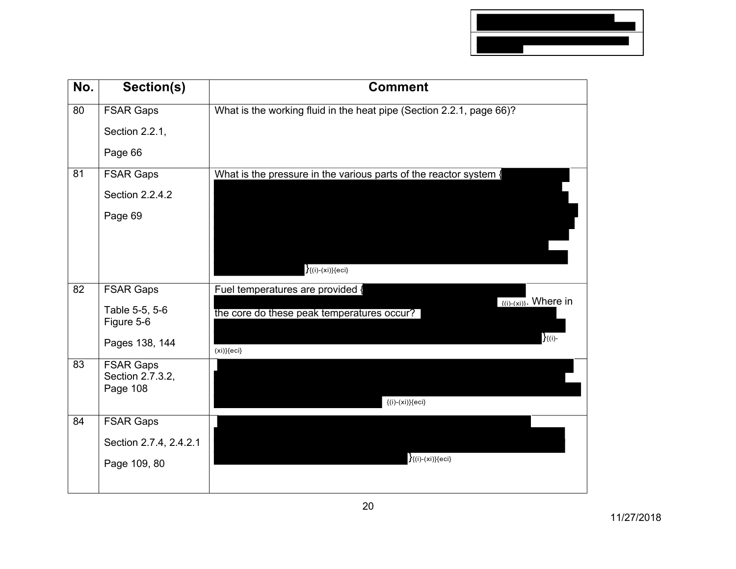| No. | Section(s) | Comment |
|---|---|---|
| 80 | FSAR Gaps<br>Section 2.2.1,<br>Page 66 | What is the working fluid in the heat pipe (Section 2.2.1, page 66)? |
| 81 | FSAR Gaps<br>Section 2.2.4.2<br>Page 69 | What is the pressure in the various parts of the reactor system { }(i)-(xi)}{eci} |
| 82 | FSAR Gaps<br>Table 5-5, 5-6<br>Figure 5-6<br>Pages 138, 144 | Fuel temperatures are provided { {(i)-(xi)}. Where in the core do these peak temperatures occur? }{(i)-(xi)}{eci} |
| 83 | FSAR Gaps<br>Section 2.7.3.2,<br>Page 108 | {(i)-(xi)}{eci} |
| 84 | FSAR Gaps<br>Section 2.7.4, 2.4.2.1<br>Page 109, 80 | }{(i)-(xi)}{eci} |

11/27/2018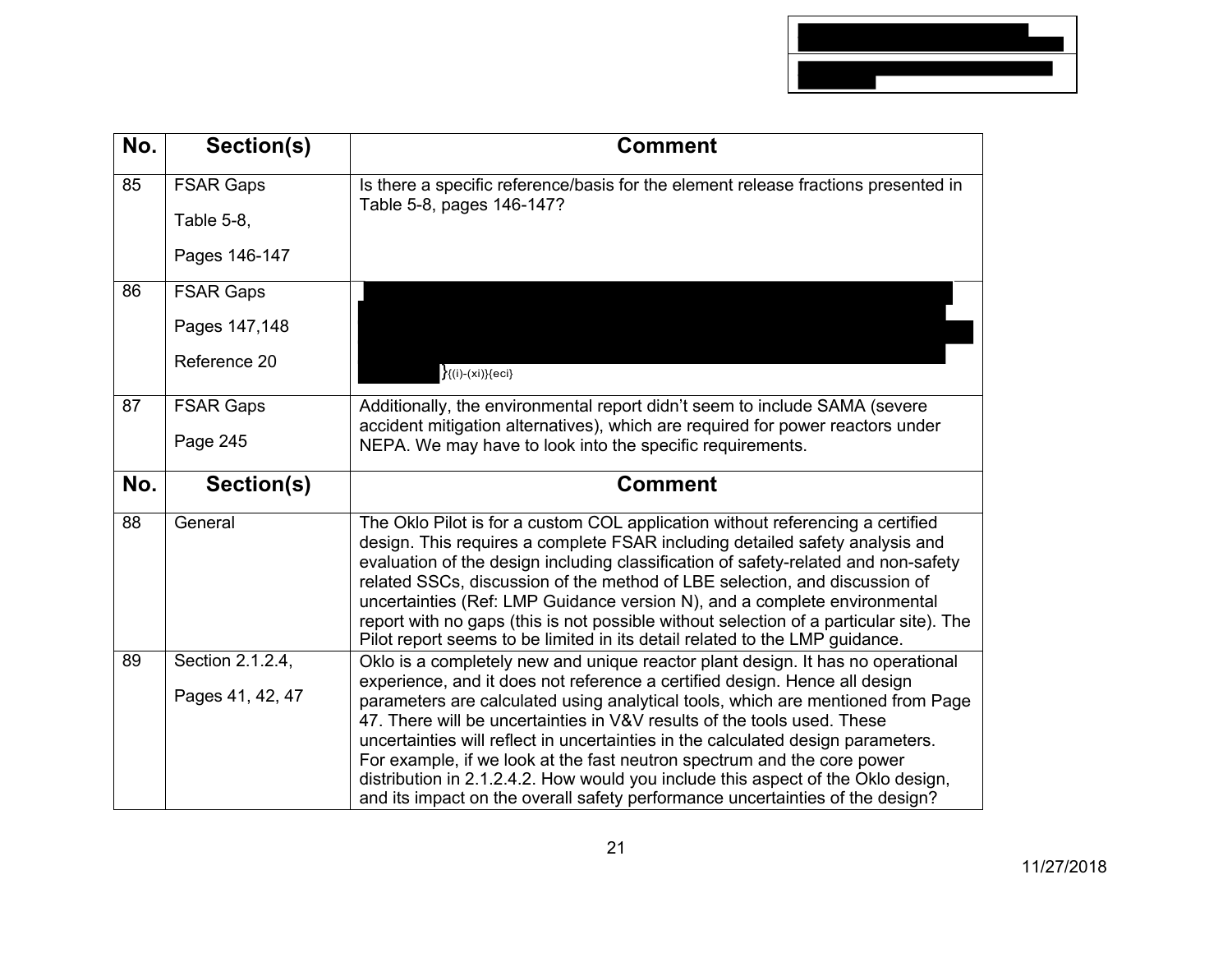| No. | Section(s) | Comment |
|---|---|---|
| 85 | FSAR Gaps<br>Table 5-8,<br>Pages 146-147 | Is there a specific reference/basis for the element release fractions presented in Table 5-8, pages 146-147? |
| 86 | FSAR Gaps<br>Pages 147,148<br>Reference 20 | }(i)-(xi){eci} |
| 87 | FSAR Gaps<br>Page 245 | Additionally, the environmental report didn't seem to include SAMA (severe accident mitigation alternatives), which are required for power reactors under NEPA. We may have to look into the specific requirements. |
| **No.** | **Section(s)** | **Comment** |
| 88 | General | The Oklo Pilot is for a custom COL application without referencing a certified design. This requires a complete FSAR including detailed safety analysis and evaluation of the design including classification of safety-related and non-safety related SSCs, discussion of the method of LBE selection, and discussion of uncertainties (Ref: LMP Guidance version N), and a complete environmental report with no gaps (this is not possible without selection of a particular site). The Pilot report seems to be limited in its detail related to the LMP guidance. |
| 89 | Section 2.1.2.4,<br>Pages 41, 42, 47 | Oklo is a completely new and unique reactor plant design. It has no operational experience, and it does not reference a certified design. Hence all design parameters are calculated using analytical tools, which are mentioned from Page 47. There will be uncertainties in V&V results of the tools used. These uncertainties will reflect in uncertainties in the calculated design parameters. For example, if we look at the fast neutron spectrum and the core power distribution in 2.1.2.4.2. How would you include this aspect of the Oklo design, and its impact on the overall safety performance uncertainties of the design? |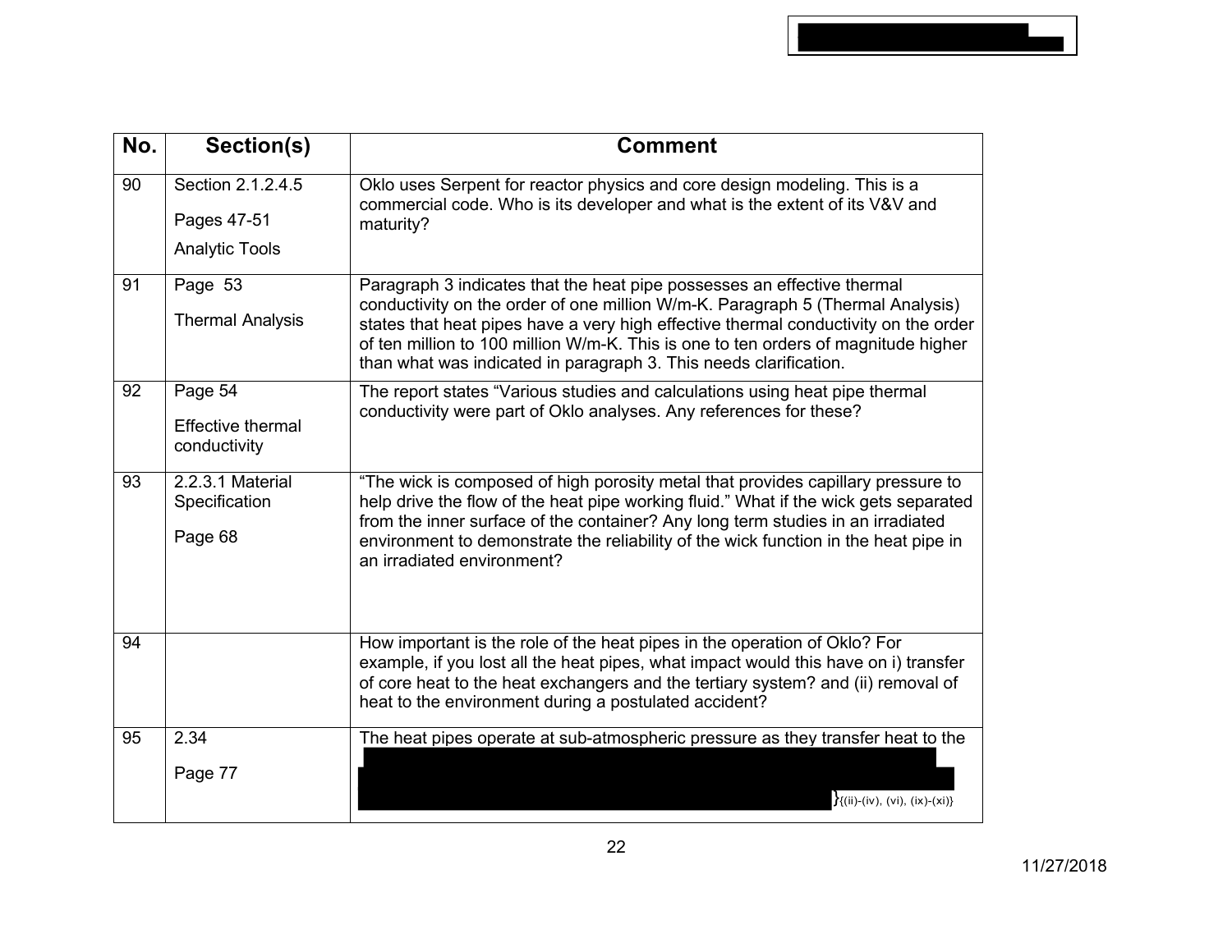| No. | Section(s) | Comment |
|---|---|---|
| 90 | Section 2.1.2.4.5<br><br>Pages 47-51<br><br>Analytic Tools | Oklo uses Serpent for reactor physics and core design modeling. This is a commercial code. Who is its developer and what is the extent of its V&V and maturity? |
| 91 | Page 53<br><br>Thermal Analysis | Paragraph 3 indicates that the heat pipe possesses an effective thermal conductivity on the order of one million W/m-K. Paragraph 5 (Thermal Analysis) states that heat pipes have a very high effective thermal conductivity on the order of ten million to 100 million W/m-K. This is one to ten orders of magnitude higher than what was indicated in paragraph 3. This needs clarification. |
| 92 | Page 54<br><br>Effective thermal conductivity | The report states "Various studies and calculations using heat pipe thermal conductivity were part of Oklo analyses. Any references for these? |
| 93 | 2.2.3.1 Material Specification<br><br>Page 68 | "The wick is composed of high porosity metal that provides capillary pressure to help drive the flow of the heat pipe working fluid." What if the wick gets separated from the inner surface of the container? Any long term studies in an irradiated environment to demonstrate the reliability of the wick function in the heat pipe in an irradiated environment? |
| 94 | | How important is the role of the heat pipes in the operation of Oklo? For example, if you lost all the heat pipes, what impact would this have on i) transfer of core heat to the heat exchangers and the tertiary system? and (ii) removal of heat to the environment during a postulated accident? |
| 95 | 2.34<br><br>Page 77 | The heat pipes operate at sub-atmospheric pressure as they transfer heat to the [REDACTED] }{(ii)-(iv), (vi), (ix)-(xi)} |

11/27/2018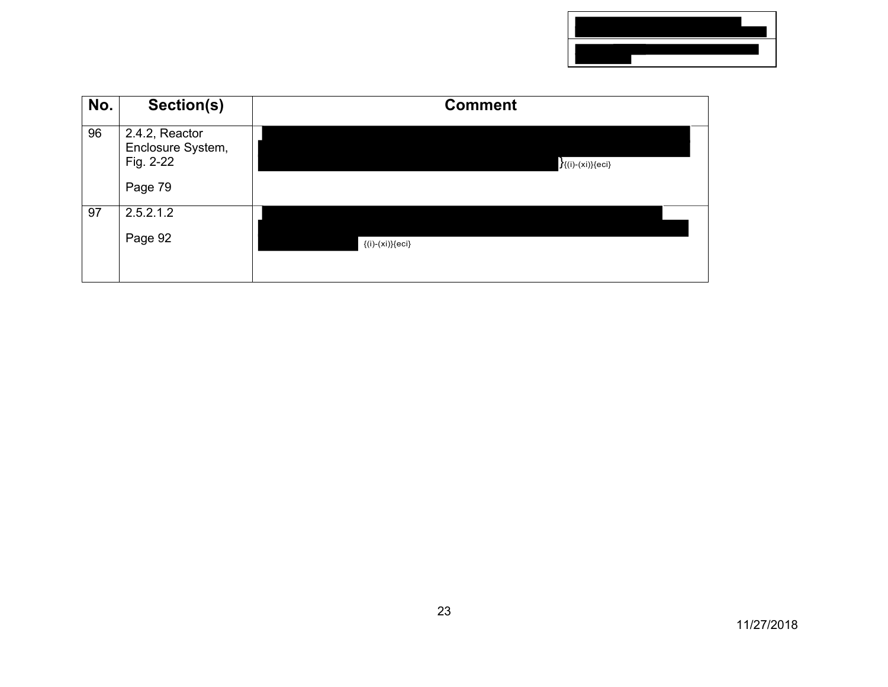| No. | Section(s) | Comment |
| --- | --- | --- |
| 96 | 2.4.2, Reactor Enclosure System, Fig. 2-22<br><br>Page 79 | }{(i)-(xi)}{eci} |
| 97 | 2.5.2.1.2<br><br>Page 92 | {(i)-(xi)}{eci} |

11/27/2018